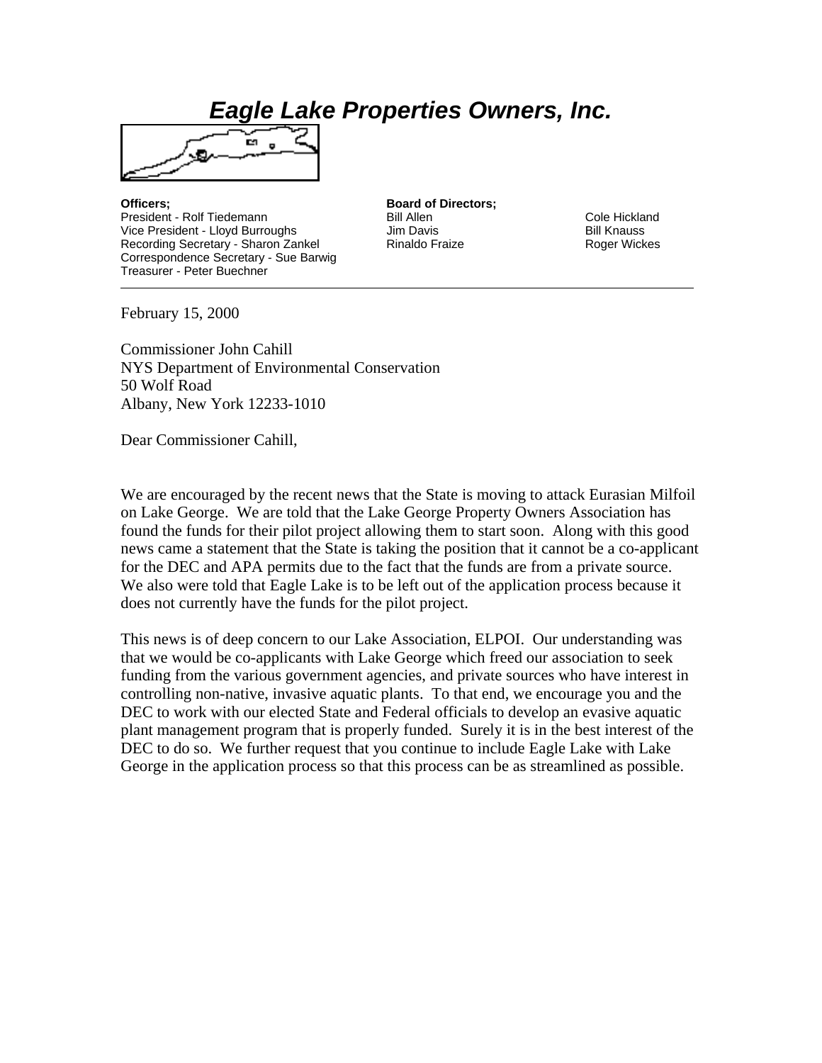# *Eagle Lake Properties Owners, Inc.*

**Officers;**
President - Rolf Tiedemann
Vice President - Lloyd Burroughs
Recording Secretary - Sharon Zankel
Correspondence Secretary - Sue Barwig
Treasurer - Peter Buechner

**Board of Directors;**
Bill Allen
Jim Davis
Rinaldo Fraize
Cole Hickland
Bill Knauss
Roger Wickes

---

February 15, 2000

Commissioner John Cahill
NYS Department of Environmental Conservation
50 Wolf Road
Albany, New York 12233-1010

Dear Commissioner Cahill,

We are encouraged by the recent news that the State is moving to attack Eurasian Milfoil on Lake George. We are told that the Lake George Property Owners Association has found the funds for their pilot project allowing them to start soon. Along with this good news came a statement that the State is taking the position that it cannot be a co-applicant for the DEC and APA permits due to the fact that the funds are from a private source. We also were told that Eagle Lake is to be left out of the application process because it does not currently have the funds for the pilot project.

This news is of deep concern to our Lake Association, ELPOI. Our understanding was that we would be co-applicants with Lake George which freed our association to seek funding from the various government agencies, and private sources who have interest in controlling non-native, invasive aquatic plants. To that end, we encourage you and the DEC to work with our elected State and Federal officials to develop an evasive aquatic plant management program that is properly funded. Surely it is in the best interest of the DEC to do so. We further request that you continue to include Eagle Lake with Lake George in the application process so that this process can be as streamlined as possible.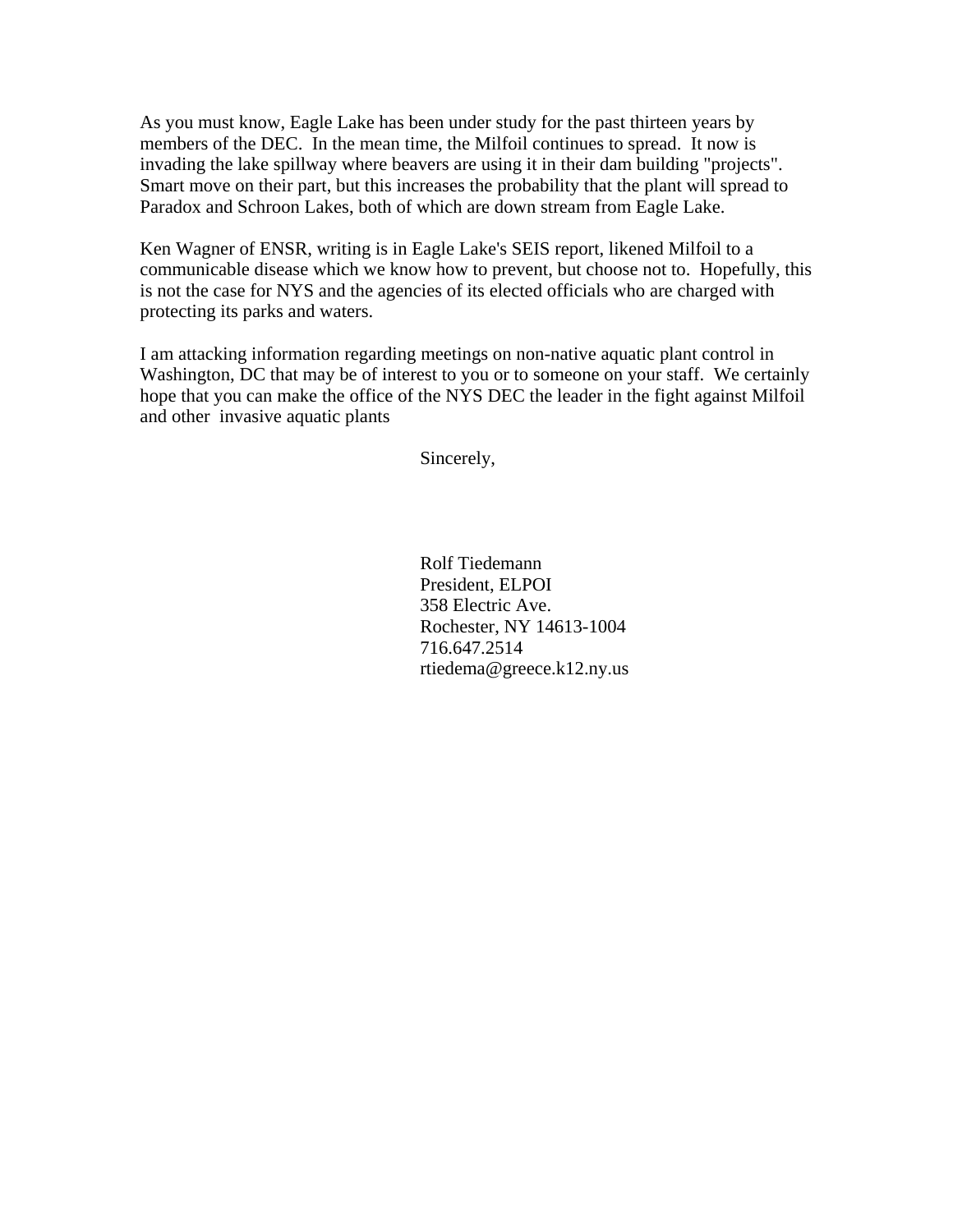As you must know, Eagle Lake has been under study for the past thirteen years by members of the DEC. In the mean time, the Milfoil continues to spread. It now is invading the lake spillway where beavers are using it in their dam building "projects". Smart move on their part, but this increases the probability that the plant will spread to Paradox and Schroon Lakes, both of which are down stream from Eagle Lake.

Ken Wagner of ENSR, writing is in Eagle Lake's SEIS report, likened Milfoil to a communicable disease which we know how to prevent, but choose not to. Hopefully, this is not the case for NYS and the agencies of its elected officials who are charged with protecting its parks and waters.

I am attacking information regarding meetings on non-native aquatic plant control in Washington, DC that may be of interest to you or to someone on your staff. We certainly hope that you can make the office of the NYS DEC the leader in the fight against Milfoil and other invasive aquatic plants

Sincerely,

Rolf Tiedemann
President, ELPOI
358 Electric Ave.
Rochester, NY 14613-1004
716.647.2514
rtiedema@greece.k12.ny.us